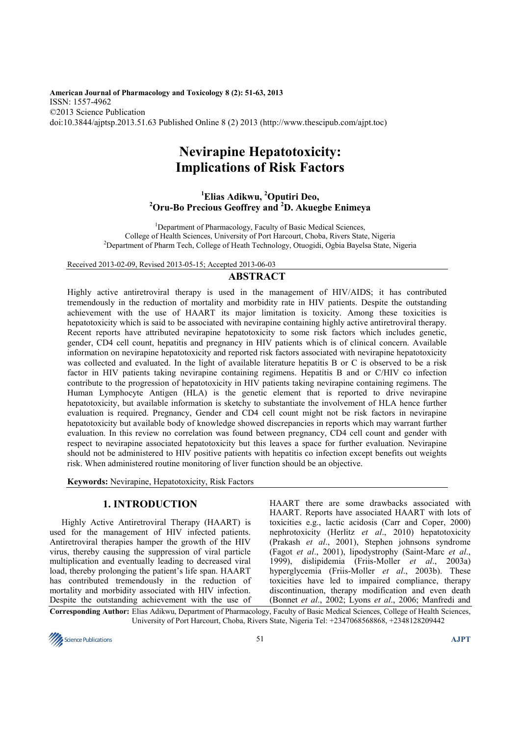American Journal of Pharmacology and Toxicology 8 (2): 51-63, 2013
ISSN: 1557-4962
©2013 Science Publication
doi:10.3844/ajptsp.2013.51.63 Published Online 8 (2) 2013 (http://www.thescipub.com/ajpt.toc)

# Nevirapine Hepatotoxicity: Implications of Risk Factors

**[1]Elias Adikwu, [2]Oputiri Deo, [2]Oru-Bo Precious Geoffrey and [2]D. Akuegbe Enimeya**

[1]Department of Pharmacology, Faculty of Basic Medical Sciences, College of Health Sciences, University of Port Harcourt, Choba, Rivers State, Nigeria
[2]Department of Pharm Tech, College of Heath Technology, Otuogidi, Ogbia Bayelsa State, Nigeria

Received 2013-02-09, Revised 2013-05-15; Accepted 2013-06-03

## ABSTRACT

Highly active antiretroviral therapy is used in the management of HIV/AIDS; it has contributed tremendously in the reduction of mortality and morbidity rate in HIV patients. Despite the outstanding achievement with the use of HAART its major limitation is toxicity. Among these toxicities is hepatotoxicity which is said to be associated with nevirapine containing highly active antiretroviral therapy. Recent reports have attributed nevirapine hepatotoxicity to some risk factors which includes genetic, gender, CD4 cell count, hepatitis and pregnancy in HIV patients which is of clinical concern. Available information on nevirapine hepatotoxicity and reported risk factors associated with nevirapine hepatotoxicity was collected and evaluated. In the light of available literature hepatitis B or C is observed to be a risk factor in HIV patients taking nevirapine containing regimens. Hepatitis B and or C/HIV co infection contribute to the progression of hepatotoxicity in HIV patients taking nevirapine containing regimens. The Human Lymphocyte Antigen (HLA) is the genetic element that is reported to drive nevirapine hepatotoxicity, but available information is sketchy to substantiate the involvement of HLA hence further evaluation is required. Pregnancy, Gender and CD4 cell count might not be risk factors in nevirapine hepatotoxicity but available body of knowledge showed discrepancies in reports which may warrant further evaluation. In this review no correlation was found between pregnancy, CD4 cell count and gender with respect to nevirapine associated hepatotoxicity but this leaves a space for further evaluation. Nevirapine should not be administered to HIV positive patients with hepatitis co infection except benefits out weights risk. When administered routine monitoring of liver function should be an objective.

**Keywords:** Nevirapine, Hepatotoxicity, Risk Factors

## 1. INTRODUCTION

Highly Active Antiretroviral Therapy (HAART) is used for the management of HIV infected patients. Antiretroviral therapies hamper the growth of the HIV virus, thereby causing the suppression of viral particle multiplication and eventually leading to decreased viral load, thereby prolonging the patient's life span. HAART has contributed tremendously in the reduction of mortality and morbidity associated with HIV infection. Despite the outstanding achievement with the use of HAART there are some drawbacks associated with HAART. Reports have associated HAART with lots of toxicities e.g., lactic acidosis (Carr and Coper, 2000) nephrotoxicity (Herlitz *et al*., 2010) hepatotoxicity (Prakash *et al*., 2001), Stephen johnsons syndrome (Fagot *et al*., 2001), lipodystrophy (Saint-Marc *et al*., 1999), dislipidemia (Friis-Moller *et al*., 2003a) hyperglycemia (Friis-Moller *et al*., 2003b). These toxicities have led to impaired compliance, therapy discontinuation, therapy modification and even death (Bonnet *et al*., 2002; Lyons *et al*., 2006; Manfredi and

**Corresponding Author:** Elias Adikwu, Department of Pharmacology, Faculty of Basic Medical Sciences, College of Health Sciences, University of Port Harcourt, Choba, Rivers State, Nigeria Tel: +2347068568868, +2348128209442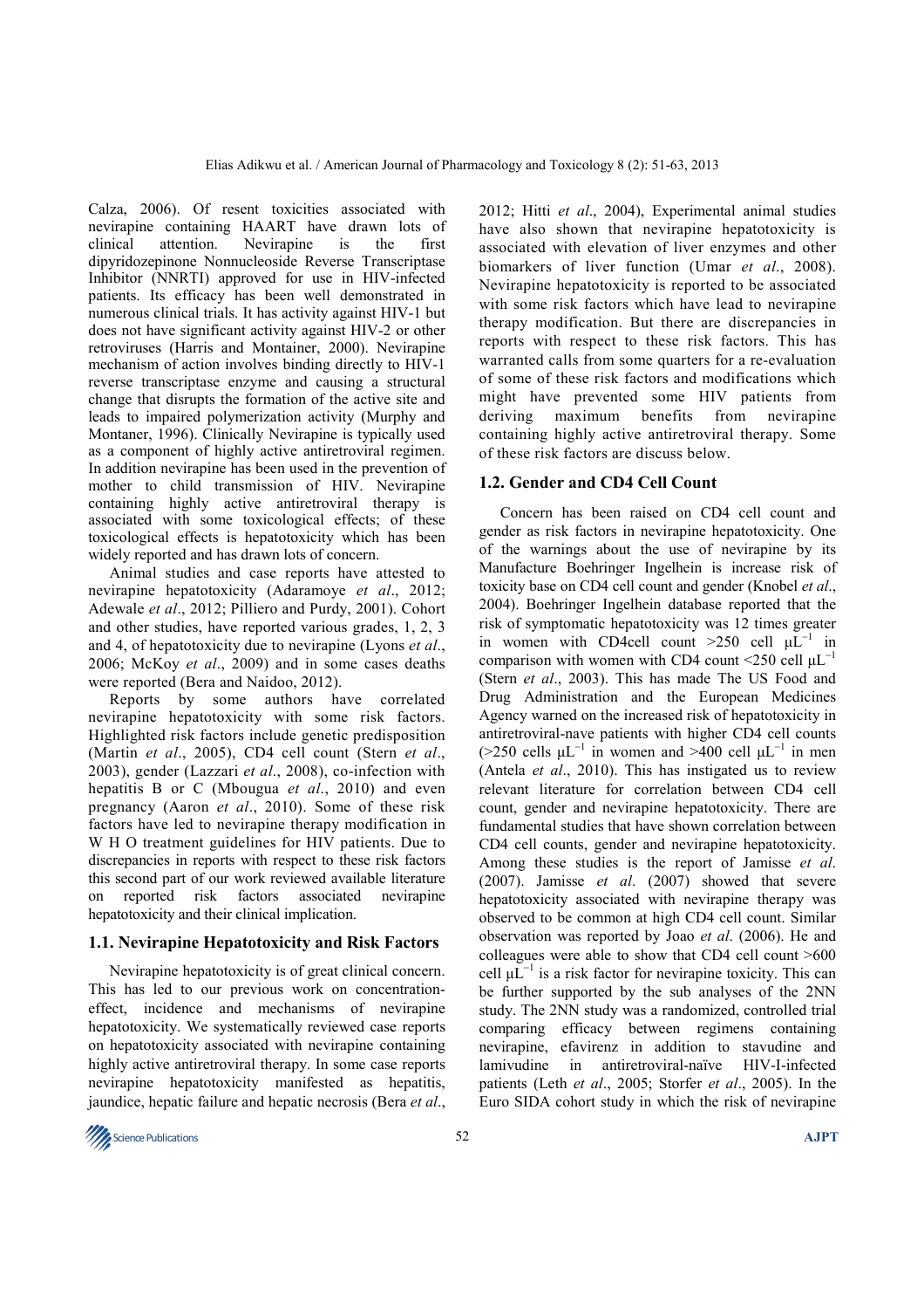Calza, 2006). Of resent toxicities associated with nevirapine containing HAART have drawn lots of clinical attention. Nevirapine is the first dipyridozepinone Nonnucleoside Reverse Transcriptase Inhibitor (NNRTI) approved for use in HIV-infected patients. Its efficacy has been well demonstrated in numerous clinical trials. It has activity against HIV-1 but does not have significant activity against HIV-2 or other retroviruses (Harris and Montainer, 2000). Nevirapine mechanism of action involves binding directly to HIV-1 reverse transcriptase enzyme and causing a structural change that disrupts the formation of the active site and leads to impaired polymerization activity (Murphy and Montaner, 1996). Clinically Nevirapine is typically used as a component of highly active antiretroviral regimen. In addition nevirapine has been used in the prevention of mother to child transmission of HIV. Nevirapine containing highly active antiretroviral therapy is associated with some toxicological effects; of these toxicological effects is hepatotoxicity which has been widely reported and has drawn lots of concern.

Animal studies and case reports have attested to nevirapine hepatotoxicity (Adaramoye *et al*., 2012; Adewale *et al*., 2012; Pilliero and Purdy, 2001). Cohort and other studies, have reported various grades, 1, 2, 3 and 4, of hepatotoxicity due to nevirapine (Lyons *et al*., 2006; McKoy *et al*., 2009) and in some cases deaths were reported (Bera and Naidoo, 2012).

Reports by some authors have correlated nevirapine hepatotoxicity with some risk factors. Highlighted risk factors include genetic predisposition (Martin *et al*., 2005), CD4 cell count (Stern *et al*., 2003), gender (Lazzari *et al*., 2008), co-infection with hepatitis B or C (Mbougua *et al*., 2010) and even pregnancy (Aaron *et al*., 2010). Some of these risk factors have led to nevirapine therapy modification in W H O treatment guidelines for HIV patients. Due to discrepancies in reports with respect to these risk factors this second part of our work reviewed available literature on reported risk factors associated nevirapine hepatotoxicity and their clinical implication.

### 1.1. Nevirapine Hepatotoxicity and Risk Factors

Nevirapine hepatotoxicity is of great clinical concern. This has led to our previous work on concentration-effect, incidence and mechanisms of nevirapine hepatotoxicity. We systematically reviewed case reports on hepatotoxicity associated with nevirapine containing highly active antiretroviral therapy. In some case reports nevirapine hepatotoxicity manifested as hepatitis, jaundice, hepatic failure and hepatic necrosis (Bera *et al*., 2012; Hitti *et al*., 2004), Experimental animal studies have also shown that nevirapine hepatotoxicity is associated with elevation of liver enzymes and other biomarkers of liver function (Umar *et al*., 2008). Nevirapine hepatotoxicity is reported to be associated with some risk factors which have lead to nevirapine therapy modification. But there are discrepancies in reports with respect to these risk factors. This has warranted calls from some quarters for a re-evaluation of some of these risk factors and modifications which might have prevented some HIV patients from deriving maximum benefits from nevirapine containing highly active antiretroviral therapy. Some of these risk factors are discuss below.

### 1.2. Gender and CD4 Cell Count

Concern has been raised on CD4 cell count and gender as risk factors in nevirapine hepatotoxicity. One of the warnings about the use of nevirapine by its Manufacture Boehringer Ingelhein is increase risk of toxicity base on CD4 cell count and gender (Knobel *et al*., 2004). Boehringer Ingelhein database reported that the risk of symptomatic hepatotoxicity was 12 times greater in women with CD4cell count >250 cell $\mu L^{-1}$ in comparison with women with CD4 count <250 cell $\mu L^{-1}$ (Stern *et al*., 2003). This has made The US Food and Drug Administration and the European Medicines Agency warned on the increased risk of hepatotoxicity in antiretroviral-nave patients with higher CD4 cell counts (>250 cells $\mu L^{-1}$ in women and >400 cell $\mu L^{-1}$ in men (Antela *et al*., 2010). This has instigated us to review relevant literature for correlation between CD4 cell count, gender and nevirapine hepatotoxicity. There are fundamental studies that have shown correlation between CD4 cell counts, gender and nevirapine hepatotoxicity. Among these studies is the report of Jamisse *et al*. (2007). Jamisse *et al*. (2007) showed that severe hepatotoxicity associated with nevirapine therapy was observed to be common at high CD4 cell count. Similar observation was reported by Joao *et al*. (2006). He and colleagues were able to show that CD4 cell count >600 cell $\mu L^{-1}$ is a risk factor for nevirapine toxicity. This can be further supported by the sub analyses of the 2NN study. The 2NN study was a randomized, controlled trial comparing efficacy between regimens containing nevirapine, efavirenz in addition to stavudine and lamivudine in antiretroviral-naïve HIV-I-infected patients (Leth *et al*., 2005; Storfer *et al*., 2005). In the Euro SIDA cohort study in which the risk of nevirapine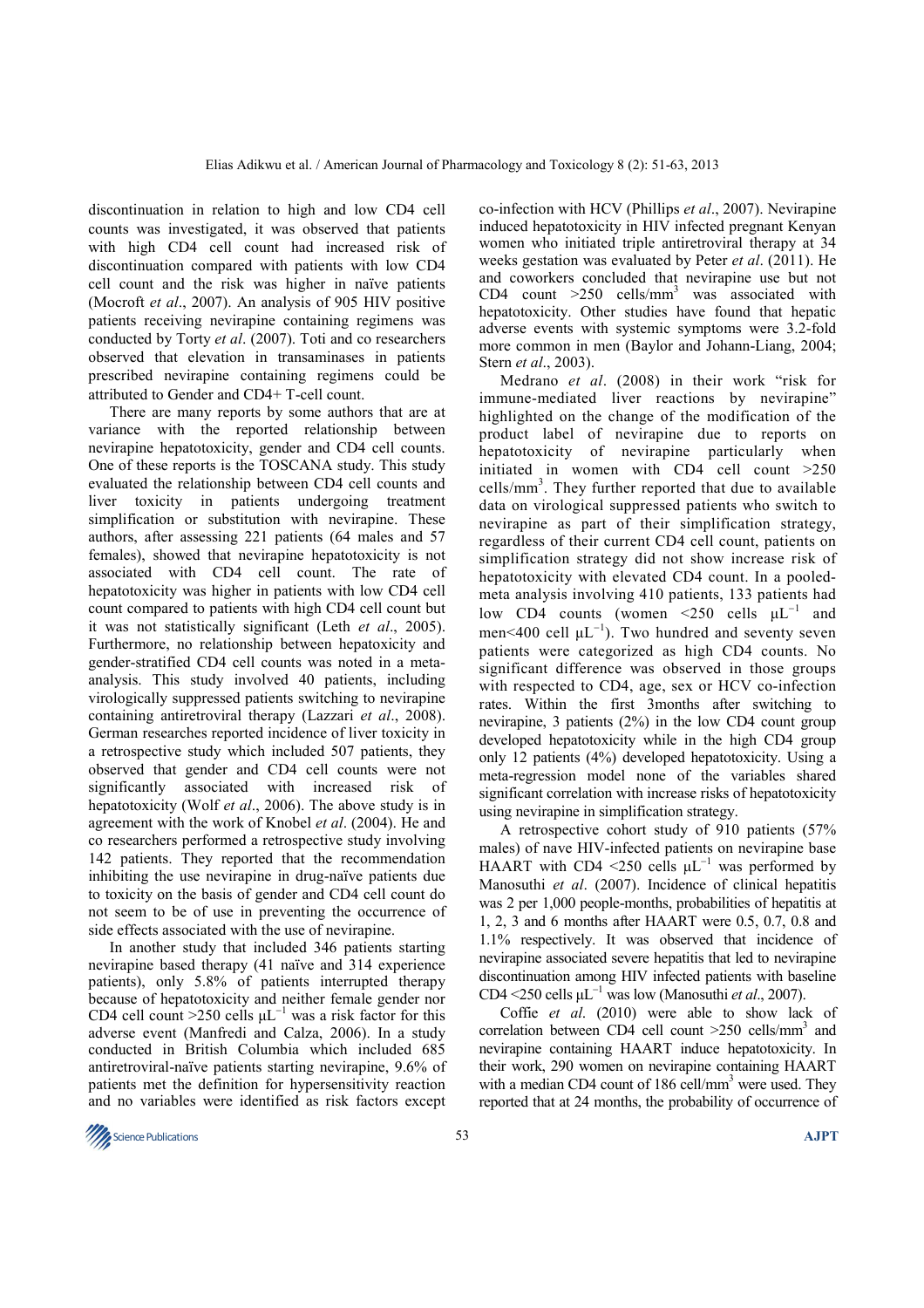discontinuation in relation to high and low CD4 cell counts was investigated, it was observed that patients with high CD4 cell count had increased risk of discontinuation compared with patients with low CD4 cell count and the risk was higher in naïve patients (Mocroft *et al*., 2007). An analysis of 905 HIV positive patients receiving nevirapine containing regimens was conducted by Torty *et al*. (2007). Toti and co researchers observed that elevation in transaminases in patients prescribed nevirapine containing regimens could be attributed to Gender and CD4+ T-cell count.

There are many reports by some authors that are at variance with the reported relationship between nevirapine hepatotoxicity, gender and CD4 cell counts. One of these reports is the TOSCANA study. This study evaluated the relationship between CD4 cell counts and liver toxicity in patients undergoing treatment simplification or substitution with nevirapine. These authors, after assessing 221 patients (64 males and 57 females), showed that nevirapine hepatotoxicity is not associated with CD4 cell count. The rate of hepatotoxicity was higher in patients with low CD4 cell count compared to patients with high CD4 cell count but it was not statistically significant (Leth *et al*., 2005). Furthermore, no relationship between hepatotoxicity and gender-stratified CD4 cell counts was noted in a meta-analysis. This study involved 40 patients, including virologically suppressed patients switching to nevirapine containing antiretroviral therapy (Lazzari *et al*., 2008). German researches reported incidence of liver toxicity in a retrospective study which included 507 patients, they observed that gender and CD4 cell counts were not significantly associated with increased risk of hepatotoxicity (Wolf *et al*., 2006). The above study is in agreement with the work of Knobel *et al*. (2004). He and co researchers performed a retrospective study involving 142 patients. They reported that the recommendation inhibiting the use nevirapine in drug-naïve patients due to toxicity on the basis of gender and CD4 cell count do not seem to be of use in preventing the occurrence of side effects associated with the use of nevirapine.

In another study that included 346 patients starting nevirapine based therapy (41 naïve and 314 experience patients), only 5.8% of patients interrupted therapy because of hepatotoxicity and neither female gender nor CD4 cell count >250 cells $\mu L^{-1}$ was a risk factor for this adverse event (Manfredi and Calza, 2006). In a study conducted in British Columbia which included 685 antiretroviral-naïve patients starting nevirapine, 9.6% of patients met the definition for hypersensitivity reaction and no variables were identified as risk factors except co-infection with HCV (Phillips *et al*., 2007). Nevirapine induced hepatotoxicity in HIV infected pregnant Kenyan women who initiated triple antiretroviral therapy at 34 weeks gestation was evaluated by Peter *et al*. (2011). He and coworkers concluded that nevirapine use but not CD4 count >250 cells/mm$^3$ was associated with hepatotoxicity. Other studies have found that hepatic adverse events with systemic symptoms were 3.2-fold more common in men (Baylor and Johann-Liang, 2004; Stern *et al*., 2003).

Medrano *et al*. (2008) in their work "risk for immune-mediated liver reactions by nevirapine" highlighted on the change of the modification of the product label of nevirapine due to reports on hepatotoxicity of nevirapine particularly when initiated in women with CD4 cell count >250 cells/mm$^3$. They further reported that due to available data on virological suppressed patients who switch to nevirapine as part of their simplification strategy, regardless of their current CD4 cell count, patients on simplification strategy did not show increase risk of hepatotoxicity with elevated CD4 count. In a pooled-meta analysis involving 410 patients, 133 patients had low CD4 counts (women <250 cells $\mu L^{-1}$ and men<400 cell $\mu L^{-1}$). Two hundred and seventy seven patients were categorized as high CD4 counts. No significant difference was observed in those groups with respected to CD4, age, sex or HCV co-infection rates. Within the first 3months after switching to nevirapine, 3 patients (2%) in the low CD4 count group developed hepatotoxicity while in the high CD4 group only 12 patients (4%) developed hepatotoxicity. Using a meta-regression model none of the variables shared significant correlation with increase risks of hepatotoxicity using nevirapine in simplification strategy.

A retrospective cohort study of 910 patients (57% males) of nave HIV-infected patients on nevirapine base HAART with CD4 <250 cells $\mu L^{-1}$ was performed by Manosuthi *et al*. (2007). Incidence of clinical hepatitis was 2 per 1,000 people-months, probabilities of hepatitis at 1, 2, 3 and 6 months after HAART were 0.5, 0.7, 0.8 and 1.1% respectively. It was observed that incidence of nevirapine associated severe hepatitis that led to nevirapine discontinuation among HIV infected patients with baseline CD4 <250 cells $\mu L^{-1}$ was low (Manosuthi *et al*., 2007).

Coffie *et al*. (2010) were able to show lack of correlation between CD4 cell count >250 cells/mm$^3$ and nevirapine containing HAART induce hepatotoxicity. In their work, 290 women on nevirapine containing HAART with a median CD4 count of 186 cell/mm$^3$ were used. They reported that at 24 months, the probability of occurrence of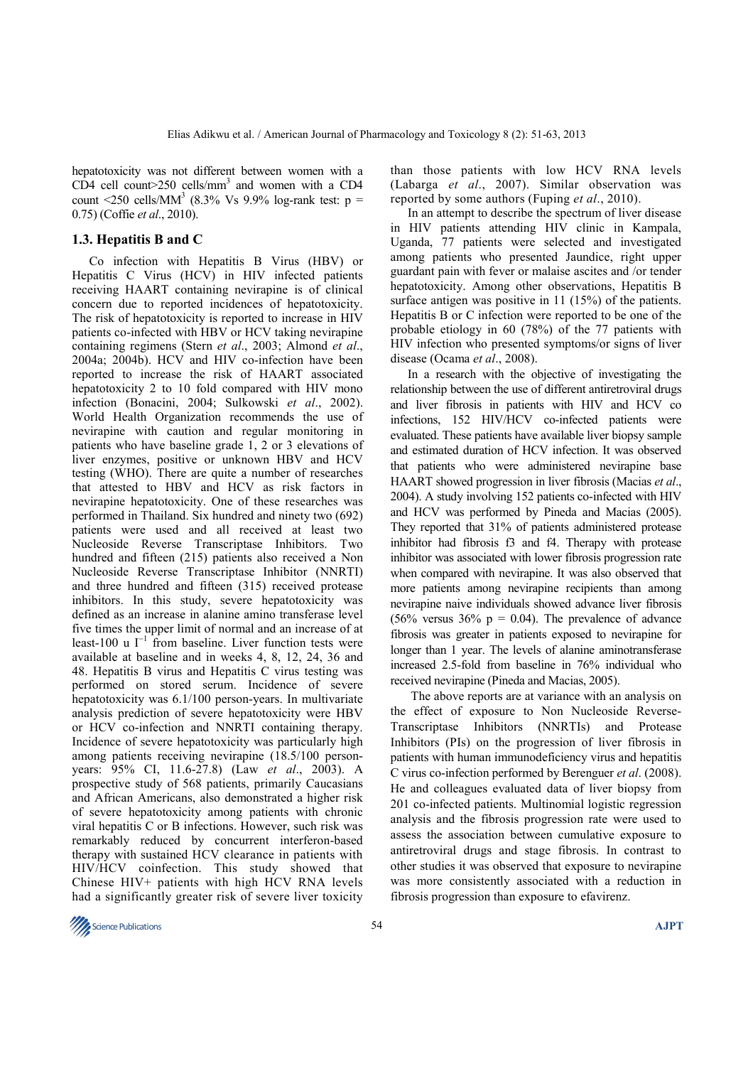hepatotoxicity was not different between women with a CD4 cell count>250 cells/mm$^3$ and women with a CD4 count <250 cells/MM$^3$ (8.3% Vs 9.9% log-rank test: p = 0.75) (Coffie *et al*., 2010).

## 1.3. Hepatitis B and C

Co infection with Hepatitis B Virus (HBV) or Hepatitis C Virus (HCV) in HIV infected patients receiving HAART containing nevirapine is of clinical concern due to reported incidences of hepatotoxicity. The risk of hepatotoxicity is reported to increase in HIV patients co-infected with HBV or HCV taking nevirapine containing regimens (Stern *et al*., 2003; Almond *et al*., 2004a; 2004b). HCV and HIV co-infection have been reported to increase the risk of HAART associated hepatotoxicity 2 to 10 fold compared with HIV mono infection (Bonacini, 2004; Sulkowski *et al*., 2002). World Health Organization recommends the use of nevirapine with caution and regular monitoring in patients who have baseline grade 1, 2 or 3 elevations of liver enzymes, positive or unknown HBV and HCV testing (WHO). There are quite a number of researches that attested to HBV and HCV as risk factors in nevirapine hepatotoxicity. One of these researches was performed in Thailand. Six hundred and ninety two (692) patients were used and all received at least two Nucleoside Reverse Transcriptase Inhibitors. Two hundred and fifteen (215) patients also received a Non Nucleoside Reverse Transcriptase Inhibitor (NNRTI) and three hundred and fifteen (315) received protease inhibitors. In this study, severe hepatotoxicity was defined as an increase in alanine amino transferase level five times the upper limit of normal and an increase of at least-100 u $I^{-1}$ from baseline. Liver function tests were available at baseline and in weeks 4, 8, 12, 24, 36 and 48. Hepatitis B virus and Hepatitis C virus testing was performed on stored serum. Incidence of severe hepatotoxicity was 6.1/100 person-years. In multivariate analysis prediction of severe hepatotoxicity were HBV or HCV co-infection and NNRTI containing therapy. Incidence of severe hepatotoxicity was particularly high among patients receiving nevirapine (18.5/100 person-years: 95% CI, 11.6-27.8) (Law *et al*., 2003). A prospective study of 568 patients, primarily Caucasians and African Americans, also demonstrated a higher risk of severe hepatotoxicity among patients with chronic viral hepatitis C or B infections. However, such risk was remarkably reduced by concurrent interferon-based therapy with sustained HCV clearance in patients with HIV/HCV coinfection. This study showed that Chinese HIV+ patients with high HCV RNA levels had a significantly greater risk of severe liver toxicity than those patients with low HCV RNA levels (Labarga *et al*., 2007). Similar observation was reported by some authors (Fuping *et al*., 2010).

In an attempt to describe the spectrum of liver disease in HIV patients attending HIV clinic in Kampala, Uganda, 77 patients were selected and investigated among patients who presented Jaundice, right upper guardant pain with fever or malaise ascites and /or tender hepatotoxicity. Among other observations, Hepatitis B surface antigen was positive in 11 (15%) of the patients. Hepatitis B or C infection were reported to be one of the probable etiology in 60 (78%) of the 77 patients with HIV infection who presented symptoms/or signs of liver disease (Ocama *et al*., 2008).

In a research with the objective of investigating the relationship between the use of different antiretroviral drugs and liver fibrosis in patients with HIV and HCV co infections, 152 HIV/HCV co-infected patients were evaluated. These patients have available liver biopsy sample and estimated duration of HCV infection. It was observed that patients who were administered nevirapine base HAART showed progression in liver fibrosis (Macias *et al*., 2004). A study involving 152 patients co-infected with HIV and HCV was performed by Pineda and Macias (2005). They reported that 31% of patients administered protease inhibitor had fibrosis f3 and f4. Therapy with protease inhibitor was associated with lower fibrosis progression rate when compared with nevirapine. It was also observed that more patients among nevirapine recipients than among nevirapine naive individuals showed advance liver fibrosis (56% versus 36% p = 0.04). The prevalence of advance fibrosis was greater in patients exposed to nevirapine for longer than 1 year. The levels of alanine aminotransferase increased 2.5-fold from baseline in 76% individual who received nevirapine (Pineda and Macias, 2005).

The above reports are at variance with an analysis on the effect of exposure to Non Nucleoside Reverse-Transcriptase Inhibitors (NNRTIs) and Protease Inhibitors (PIs) on the progression of liver fibrosis in patients with human immunodeficiency virus and hepatitis C virus co-infection performed by Berenguer *et al*. (2008). He and colleagues evaluated data of liver biopsy from 201 co-infected patients. Multinomial logistic regression analysis and the fibrosis progression rate were used to assess the association between cumulative exposure to antiretroviral drugs and stage fibrosis. In contrast to other studies it was observed that exposure to nevirapine was more consistently associated with a reduction in fibrosis progression than exposure to efavirenz.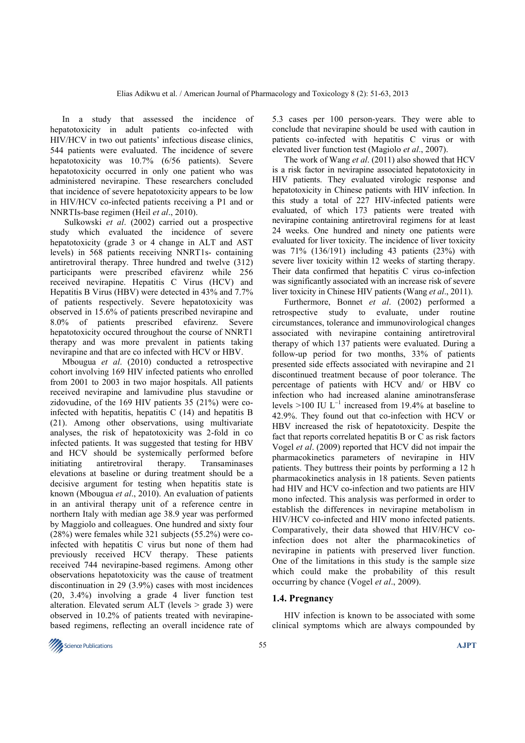In a study that assessed the incidence of hepatotoxicity in adult patients co-infected with HIV/HCV in two out patients' infectious disease clinics, 544 patients were evaluated. The incidence of severe hepatotoxicity was 10.7% (6/56 patients). Severe hepatotoxicity occurred in only one patient who was administered nevirapine. These researchers concluded that incidence of severe hepatotoxicity appears to be low in HIV/HCV co-infected patients receiving a P1 and or NNRTIs-base regimen (Heil *et al*., 2010).

Sulkowski *et al*. (2002) carried out a prospective study which evaluated the incidence of severe hepatotoxicity (grade 3 or 4 change in ALT and AST levels) in 568 patients receiving NNRT1s- containing antiretroviral therapy. Three hundred and twelve (312) participants were prescribed efavirenz while 256 received nevirapine. Hepatitis C Virus (HCV) and Hepatitis B Virus (HBV) were detected in 43% and 7.7% of patients respectively. Severe hepatotoxicity was observed in 15.6% of patients prescribed nevirapine and 8.0% of patients prescribed efavirenz. Severe hepatotoxicity occured throughout the course of NNRT1 therapy and was more prevalent in patients taking nevirapine and that are co infected with HCV or HBV.

Mbougua *et al*. (2010) conducted a retrospective cohort involving 169 HIV infected patients who enrolled from 2001 to 2003 in two major hospitals. All patients received nevirapine and lamivudine plus stavudine or zidovudine, of the 169 HIV patients 35 (21%) were co-infected with hepatitis, hepatitis C (14) and hepatitis B (21). Among other observations, using multivariate analyses, the risk of hepatotoxicity was 2-fold in co infected patients. It was suggested that testing for HBV and HCV should be systemically performed before initiating antiretroviral therapy. Transaminases elevations at baseline or during treatment should be a decisive argument for testing when hepatitis state is known (Mbougua *et al*., 2010). An evaluation of patients in an antiviral therapy unit of a reference centre in northern Italy with median age 38.9 year was performed by Maggiolo and colleagues. One hundred and sixty four (28%) were females while 321 subjects (55.2%) were co-infected with hepatitis C virus but none of them had previously received HCV therapy. These patients received 744 nevirapine-based regimens. Among other observations hepatotoxicity was the cause of treatment discontinuation in 29 (3.9%) cases with most incidences (20, 3.4%) involving a grade 4 liver function test alteration. Elevated serum ALT (levels > grade 3) were observed in 10.2% of patients treated with nevirapine-based regimens, reflecting an overall incidence rate of 5.3 cases per 100 person-years. They were able to conclude that nevirapine should be used with caution in patients co-infected with hepatitis C virus or with elevated liver function test (Magiolo *et al*., 2007).

The work of Wang *et al*. (2011) also showed that HCV is a risk factor in nevirapine associated hepatotoxicity in HIV patients. They evaluated virologic response and hepatotoxicity in Chinese patients with HIV infection. In this study a total of 227 HIV-infected patients were evaluated, of which 173 patients were treated with nevirapine containing antiretroviral regimens for at least 24 weeks. One hundred and ninety one patients were evaluated for liver toxicity. The incidence of liver toxicity was 71% (136/191) including 43 patients (23%) with severe liver toxicity within 12 weeks of starting therapy. Their data confirmed that hepatitis C virus co-infection was significantly associated with an increase risk of severe liver toxicity in Chinese HIV patients (Wang *et al*., 2011).

Furthermore, Bonnet *et al*. (2002) performed a retrospective study to evaluate, under routine circumstances, tolerance and immunovirological changes associated with nevirapine containing antiretroviral therapy of which 137 patients were evaluated. During a follow-up period for two months, 33% of patients presented side effects associated with nevirapine and 21 discontinued treatment because of poor tolerance. The percentage of patients with HCV and/ or HBV co infection who had increased alanine aminotransferase levels >100 IU $L^{-1}$ increased from 19.4% at baseline to 42.9%. They found out that co-infection with HCV or HBV increased the risk of hepatotoxicity. Despite the fact that reports correlated hepatitis B or C as risk factors Vogel *et al*. (2009) reported that HCV did not impair the pharmacokinetics parameters of nevirapine in HIV patients. They buttress their points by performing a 12 h pharmacokinetics analysis in 18 patients. Seven patients had HIV and HCV co-infection and two patients are HIV mono infected. This analysis was performed in order to establish the differences in nevirapine metabolism in HIV/HCV co-infected and HIV mono infected patients. Comparatively, their data showed that HIV/HCV co-infection does not alter the pharmacokinetics of nevirapine in patients with preserved liver function. One of the limitations in this study is the sample size which could make the probability of this result occurring by chance (Vogel *et al*., 2009).

### 1.4. Pregnancy

HIV infection is known to be associated with some clinical symptoms which are always compounded by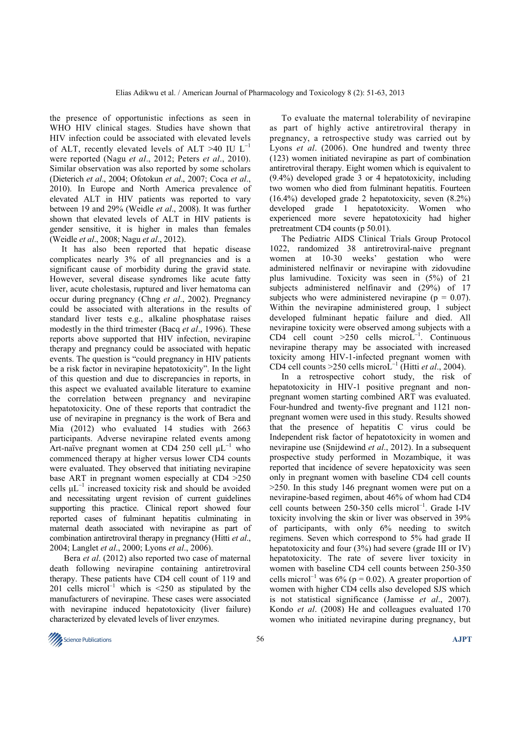the presence of opportunistic infections as seen in WHO HIV clinical stages. Studies have shown that HIV infection could be associated with elevated levels of ALT, recently elevated levels of ALT >40 IU $L^{-1}$ were reported (Nagu *et al*., 2012; Peters *et al*., 2010). Similar observation was also reported by some scholars (Dieterich *et al*., 2004; Ofotokun *et al*., 2007; Coca *et al*., 2010). In Europe and North America prevalence of elevated ALT in HIV patients was reported to vary between 19 and 29% (Weidle *et al*., 2008). It was further shown that elevated levels of ALT in HIV patients is gender sensitive, it is higher in males than females (Weidle *et al*., 2008; Nagu *et al*., 2012).

It has also been reported that hepatic disease complicates nearly 3% of all pregnancies and is a significant cause of morbidity during the gravid state. However, several disease syndromes like acute fatty liver, acute cholestasis, ruptured and liver hematoma can occur during pregnancy (Chng *et al*., 2002). Pregnancy could be associated with alterations in the results of standard liver tests e.g., alkaline phosphatase raises modestly in the third trimester (Bacq *et al*., 1996). These reports above supported that HIV infection, nevirapine therapy and pregnancy could be associated with hepatic events. The question is "could pregnancy in HIV patients be a risk factor in nevirapine hepatotoxicity". In the light of this question and due to discrepancies in reports, in this aspect we evaluated available literature to examine the correlation between pregnancy and nevirapine hepatotoxicity. One of these reports that contradict the use of nevirapine in pregnancy is the work of Bera and Mia (2012) who evaluated 14 studies with 2663 participants. Adverse nevirapine related events among Art-naïve pregnant women at CD4 250 cell $\mu L^{-1}$ who commenced therapy at higher versus lower CD4 counts were evaluated. They observed that initiating nevirapine base ART in pregnant women especially at CD4 >250 cells $\mu L^{-1}$ increased toxicity risk and should be avoided and necessitating urgent revision of current guidelines supporting this practice. Clinical report showed four reported cases of fulminant hepatitis culminating in maternal death associated with nevirapine as part of combination antiretroviral therapy in pregnancy (Hitti *et al*., 2004; Langlet *et al*., 2000; Lyons *et al*., 2006).

Bera *et al*. (2012) also reported two case of maternal death following nevirapine containing antiretroviral therapy. These patients have CD4 cell count of 119 and 201 cells $\text{microl}^{-1}$ which is <250 as stipulated by the manufacturers of nevirapine. These cases were associated with nevirapine induced hepatotoxicity (liver failure) characterized by elevated levels of liver enzymes.

To evaluate the maternal tolerability of nevirapine as part of highly active antiretroviral therapy in pregnancy, a retrospective study was carried out by Lyons *et al*. (2006). One hundred and twenty three (123) women initiated nevirapine as part of combination antiretroviral therapy. Eight women which is equivalent to (9.4%) developed grade 3 or 4 hepatotoxicity, including two women who died from fulminant hepatitis. Fourteen (16.4%) developed grade 2 hepatotoxicity, seven (8.2%) developed grade 1 hepatotoxicity. Women who experienced more severe hepatotoxicity had higher pretreatment CD4 counts (p 50.01).

The Pediatric AIDS Clinical Trials Group Protocol 1022, randomized 38 antiretroviral-naive pregnant women at 10-30 weeks' gestation who were administered nelfinavir or nevirapine with zidovudine plus lamivudine. Toxicity was seen in (5%) of 21 subjects administered nelfinavir and (29%) of 17 subjects who were administered nevirapine ($p = 0.07$). Within the nevirapine administered group, 1 subject developed fulminant hepatic failure and died. All nevirapine toxicity were observed among subjects with a CD4 cell count >250 cells $\text{microL}^{-1}$. Continuous nevirapine therapy may be associated with increased toxicity among HIV-1-infected pregnant women with CD4 cell counts >250 cells $\text{microL}^{-1}$ (Hitti *et al*., 2004).

In a retrospective cohort study, the risk of hepatotoxicity in HIV-1 positive pregnant and non-pregnant women starting combined ART was evaluated. Four-hundred and twenty-five pregnant and 1121 non-pregnant women were used in this study. Results showed that the presence of hepatitis C virus could be Independent risk factor of hepatotoxicity in women and nevirapine use (Snijdewind *et al*., 2012). In a subsequent prospective study performed in Mozambique, it was reported that incidence of severe hepatoxicity was seen only in pregnant women with baseline CD4 cell counts >250. In this study 146 pregnant women were put on a nevirapine-based regimen, about 46% of whom had CD4 cell counts between 250-350 cells $\text{microl}^{-1}$. Grade I-IV toxicity involving the skin or liver was observed in 39% of participants, with only 6% needing to switch regimens. Seven which correspond to 5% had grade II hepatotoxicity and four (3%) had severe (grade III or IV) hepatotoxicity. The rate of severe liver toxicity in women with baseline CD4 cell counts between 250-350 cells $\text{microl}^{-1}$ was 6% ($p = 0.02$). A greater proportion of women with higher CD4 cells also developed SJS which is not statistical significance (Jamisse *et al*., 2007). Kondo *et al*. (2008) He and colleagues evaluated 170 women who initiated nevirapine during pregnancy, but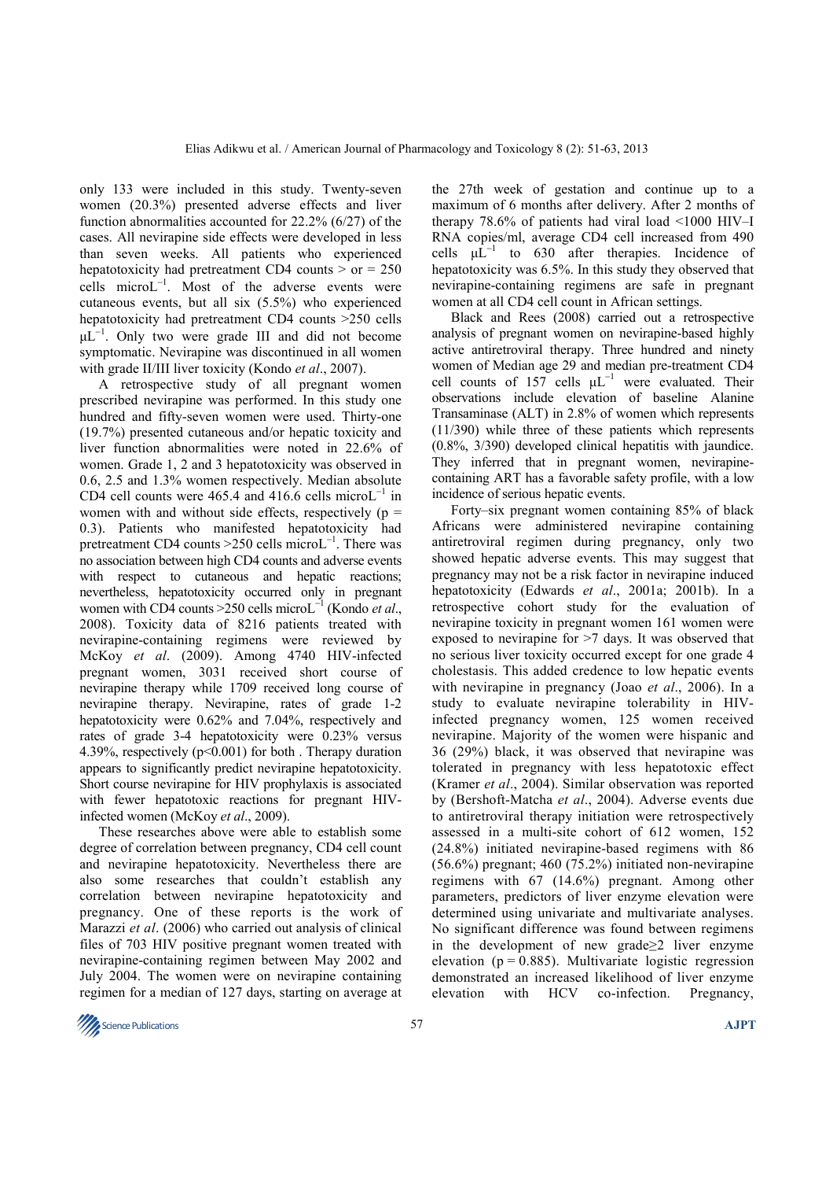only 133 were included in this study. Twenty-seven women (20.3%) presented adverse effects and liver function abnormalities accounted for 22.2% (6/27) of the cases. All nevirapine side effects were developed in less than seven weeks. All patients who experienced hepatotoxicity had pretreatment CD4 counts > or = 250 cells microL$^{-1}$. Most of the adverse events were cutaneous events, but all six (5.5%) who experienced hepatotoxicity had pretreatment CD4 counts >250 cells μL$^{-1}$. Only two were grade III and did not become symptomatic. Nevirapine was discontinued in all women with grade II/III liver toxicity (Kondo *et al*., 2007).

A retrospective study of all pregnant women prescribed nevirapine was performed. In this study one hundred and fifty-seven women were used. Thirty-one (19.7%) presented cutaneous and/or hepatic toxicity and liver function abnormalities were noted in 22.6% of women. Grade 1, 2 and 3 hepatotoxicity was observed in 0.6, 2.5 and 1.3% women respectively. Median absolute CD4 cell counts were 465.4 and 416.6 cells microL$^{-1}$ in women with and without side effects, respectively ($p = 0.3$). Patients who manifested hepatotoxicity had pretreatment CD4 counts >250 cells microL$^{-1}$. There was no association between high CD4 counts and adverse events with respect to cutaneous and hepatic reactions; nevertheless, hepatotoxicity occurred only in pregnant women with CD4 counts >250 cells microL$^{-1}$ (Kondo *et al*., 2008). Toxicity data of 8216 patients treated with nevirapine-containing regimens were reviewed by McKoy *et al*. (2009). Among 4740 HIV-infected pregnant women, 3031 received short course of nevirapine therapy while 1709 received long course of nevirapine therapy. Nevirapine, rates of grade 1-2 hepatotoxicity were 0.62% and 7.04%, respectively and rates of grade 3-4 hepatotoxicity were 0.23% versus 4.39%, respectively ($p<0.001$) for both . Therapy duration appears to significantly predict nevirapine hepatotoxicity. Short course nevirapine for HIV prophylaxis is associated with fewer hepatotoxic reactions for pregnant HIV-infected women (McKoy *et al*., 2009).

These researches above were able to establish some degree of correlation between pregnancy, CD4 cell count and nevirapine hepatotoxicity. Nevertheless there are also some researches that couldn't establish any correlation between nevirapine hepatotoxicity and pregnancy. One of these reports is the work of Marazzi *et al*. (2006) who carried out analysis of clinical files of 703 HIV positive pregnant women treated with nevirapine-containing regimen between May 2002 and July 2004. The women were on nevirapine containing regimen for a median of 127 days, starting on average at the 27th week of gestation and continue up to a maximum of 6 months after delivery. After 2 months of therapy 78.6% of patients had viral load <1000 HIV–I RNA copies/ml, average CD4 cell increased from 490 cells μL$^{-1}$ to 630 after therapies. Incidence of hepatotoxicity was 6.5%. In this study they observed that nevirapine-containing regimens are safe in pregnant women at all CD4 cell count in African settings.

Black and Rees (2008) carried out a retrospective analysis of pregnant women on nevirapine-based highly active antiretroviral therapy. Three hundred and ninety women of Median age 29 and median pre-treatment CD4 cell counts of 157 cells μL$^{-1}$ were evaluated. Their observations include elevation of baseline Alanine Transaminase (ALT) in 2.8% of women which represents (11/390) while three of these patients which represents (0.8%, 3/390) developed clinical hepatitis with jaundice. They inferred that in pregnant women, nevirapine-containing ART has a favorable safety profile, with a low incidence of serious hepatic events.

Forty–six pregnant women containing 85% of black Africans were administered nevirapine containing antiretroviral regimen during pregnancy, only two showed hepatic adverse events. This may suggest that pregnancy may not be a risk factor in nevirapine induced hepatotoxicity (Edwards *et al*., 2001a; 2001b). In a retrospective cohort study for the evaluation of nevirapine toxicity in pregnant women 161 women were exposed to nevirapine for >7 days. It was observed that no serious liver toxicity occurred except for one grade 4 cholestasis. This added credence to low hepatic events with nevirapine in pregnancy (Joao *et al*., 2006). In a study to evaluate nevirapine tolerability in HIV-infected pregnancy women, 125 women received nevirapine. Majority of the women were hispanic and 36 (29%) black, it was observed that nevirapine was tolerated in pregnancy with less hepatotoxic effect (Kramer *et al*., 2004). Similar observation was reported by (Bershoft-Matcha *et al*., 2004). Adverse events due to antiretroviral therapy initiation were retrospectively assessed in a multi-site cohort of 612 women, 152 (24.8%) initiated nevirapine-based regimens with 86 (56.6%) pregnant; 460 (75.2%) initiated non-nevirapine regimens with 67 (14.6%) pregnant. Among other parameters, predictors of liver enzyme elevation were determined using univariate and multivariate analyses. No significant difference was found between regimens in the development of new grade≥2 liver enzyme elevation ($p = 0.885$). Multivariate logistic regression demonstrated an increased likelihood of liver enzyme elevation with HCV co-infection. Pregnancy,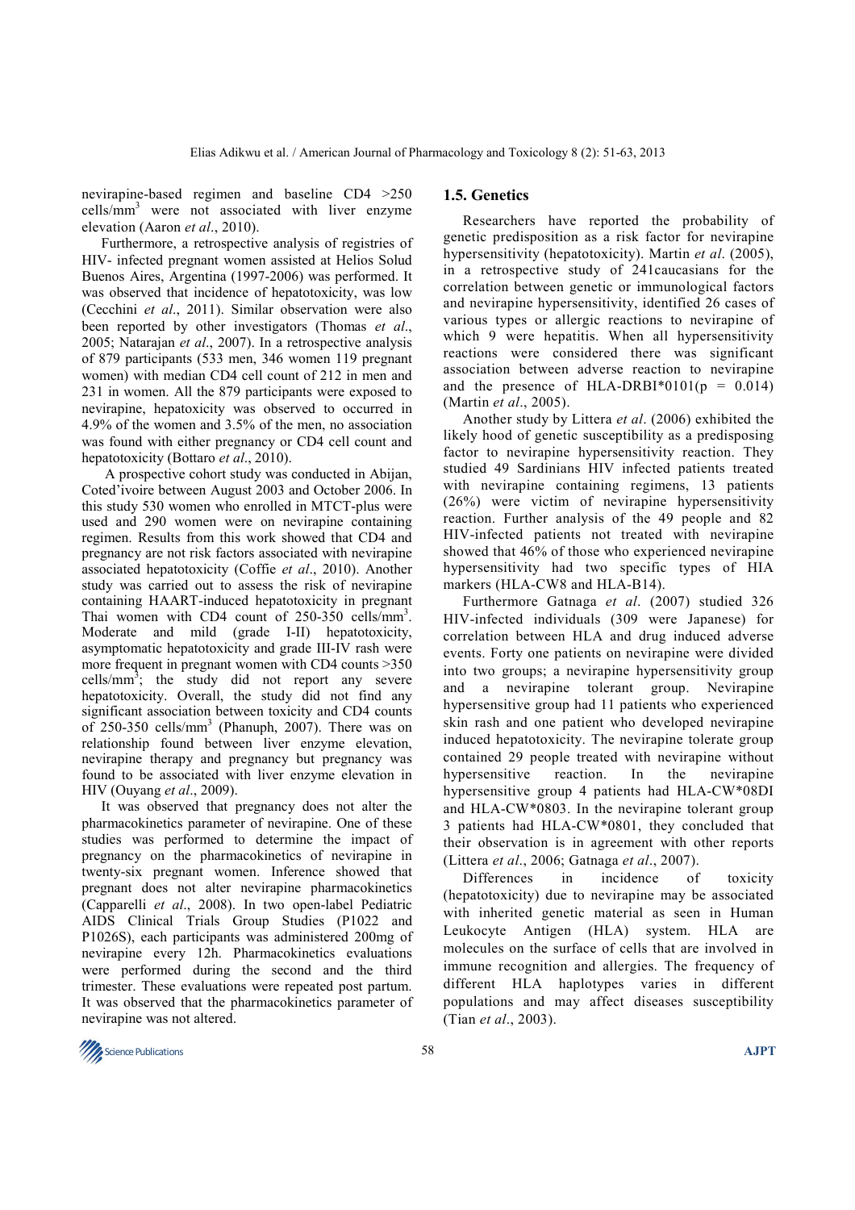nevirapine-based regimen and baseline CD4 >250 cells/$mm^3$ were not associated with liver enzyme elevation (Aaron *et al*., 2010).

Furthermore, a retrospective analysis of registries of HIV- infected pregnant women assisted at Helios Solud Buenos Aires, Argentina (1997-2006) was performed. It was observed that incidence of hepatotoxicity, was low (Cecchini *et al*., 2011). Similar observation were also been reported by other investigators (Thomas *et al*., 2005; Natarajan *et al*., 2007). In a retrospective analysis of 879 participants (533 men, 346 women 119 pregnant women) with median CD4 cell count of 212 in men and 231 in women. All the 879 participants were exposed to nevirapine, hepatoxicity was observed to occurred in 4.9% of the women and 3.5% of the men, no association was found with either pregnancy or CD4 cell count and hepatotoxicity (Bottaro *et al*., 2010).

A prospective cohort study was conducted in Abijan, Coted'ivoire between August 2003 and October 2006. In this study 530 women who enrolled in MTCT-plus were used and 290 women were on nevirapine containing regimen. Results from this work showed that CD4 and pregnancy are not risk factors associated with nevirapine associated hepatotoxicity (Coffie *et al*., 2010). Another study was carried out to assess the risk of nevirapine containing HAART-induced hepatotoxicity in pregnant Thai women with CD4 count of 250-350 cells/$mm^3$. Moderate and mild (grade I-II) hepatotoxicity, asymptomatic hepatotoxicity and grade III-IV rash were more frequent in pregnant women with CD4 counts >350 cells/$mm^3$; the study did not report any severe hepatotoxicity. Overall, the study did not find any significant association between toxicity and CD4 counts of 250-350 cells/$mm^3$ (Phanuph, 2007). There was on relationship found between liver enzyme elevation, nevirapine therapy and pregnancy but pregnancy was found to be associated with liver enzyme elevation in HIV (Ouyang *et al*., 2009).

It was observed that pregnancy does not alter the pharmacokinetics parameter of nevirapine. One of these studies was performed to determine the impact of pregnancy on the pharmacokinetics of nevirapine in twenty-six pregnant women. Inference showed that pregnant does not alter nevirapine pharmacokinetics (Capparelli *et al*., 2008). In two open-label Pediatric AIDS Clinical Trials Group Studies (P1022 and P1026S), each participants was administered 200mg of nevirapine every 12h. Pharmacokinetics evaluations were performed during the second and the third trimester. These evaluations were repeated post partum. It was observed that the pharmacokinetics parameter of nevirapine was not altered.

## 1.5. Genetics

Researchers have reported the probability of genetic predisposition as a risk factor for nevirapine hypersensitivity (hepatotoxicity). Martin *et al*. (2005), in a retrospective study of 241caucasians for the correlation between genetic or immunological factors and nevirapine hypersensitivity, identified 26 cases of various types or allergic reactions to nevirapine of which 9 were hepatitis. When all hypersensitivity reactions were considered there was significant association between adverse reaction to nevirapine and the presence of HLA-DRBI*0101($p = 0.014$) (Martin *et al*., 2005).

Another study by Littera *et al*. (2006) exhibited the likely hood of genetic susceptibility as a predisposing factor to nevirapine hypersensitivity reaction. They studied 49 Sardinians HIV infected patients treated with nevirapine containing regimens, 13 patients (26%) were victim of nevirapine hypersensitivity reaction. Further analysis of the 49 people and 82 HIV-infected patients not treated with nevirapine showed that 46% of those who experienced nevirapine hypersensitivity had two specific types of HIA markers (HLA-CW8 and HLA-B14).

Furthermore Gatnaga *et al*. (2007) studied 326 HIV-infected individuals (309 were Japanese) for correlation between HLA and drug induced adverse events. Forty one patients on nevirapine were divided into two groups; a nevirapine hypersensitivity group and a nevirapine tolerant group. Nevirapine hypersensitive group had 11 patients who experienced skin rash and one patient who developed nevirapine induced hepatotoxicity. The nevirapine tolerate group contained 29 people treated with nevirapine without hypersensitive reaction. In the nevirapine hypersensitive group 4 patients had HLA-CW*08DI and HLA-CW*0803. In the nevirapine tolerant group 3 patients had HLA-CW*0801, they concluded that their observation is in agreement with other reports (Littera *et al*., 2006; Gatnaga *et al*., 2007).

Differences in incidence of toxicity (hepatotoxicity) due to nevirapine may be associated with inherited genetic material as seen in Human Leukocyte Antigen (HLA) system. HLA are molecules on the surface of cells that are involved in immune recognition and allergies. The frequency of different HLA haplotypes varies in different populations and may affect diseases susceptibility (Tian *et al*., 2003).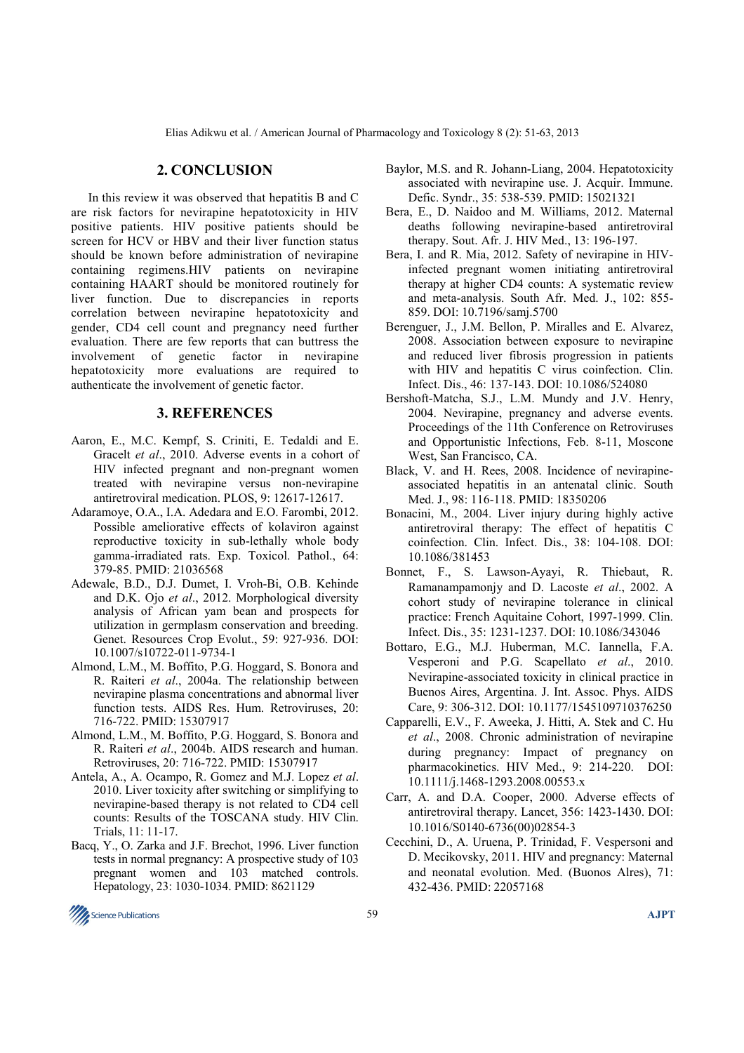## 2. CONCLUSION

In this review it was observed that hepatitis B and C are risk factors for nevirapine hepatotoxicity in HIV positive patients. HIV positive patients should be screen for HCV or HBV and their liver function status should be known before administration of nevirapine containing regimens.HIV patients on nevirapine containing HAART should be monitored routinely for liver function. Due to discrepancies in reports correlation between nevirapine hepatotoxicity and gender, CD4 cell count and pregnancy need further evaluation. There are few reports that can buttress the involvement of genetic factor in nevirapine hepatotoxicity more evaluations are required to authenticate the involvement of genetic factor.

## 3. REFERENCES

Aaron, E., M.C. Kempf, S. Criniti, E. Tedaldi and E. Gracelt *et al*., 2010. Adverse events in a cohort of HIV infected pregnant and non-pregnant women treated with nevirapine versus non-nevirapine antiretroviral medication. PLOS, 9: 12617-12617.

Adaramoye, O.A., I.A. Adedara and E.O. Farombi, 2012. Possible ameliorative effects of kolaviron against reproductive toxicity in sub-lethally whole body gamma-irradiated rats. Exp. Toxicol. Pathol., 64: 379-85. PMID: 21036568

Adewale, B.D., D.J. Dumet, I. Vroh-Bi, O.B. Kehinde and D.K. Ojo *et al*., 2012. Morphological diversity analysis of African yam bean and prospects for utilization in germplasm conservation and breeding. Genet. Resources Crop Evolut., 59: 927-936. DOI: 10.1007/s10722-011-9734-1

Almond, L.M., M. Boffito, P.G. Hoggard, S. Bonora and R. Raiteri *et al*., 2004a. The relationship between nevirapine plasma concentrations and abnormal liver function tests. AIDS Res. Hum. Retroviruses, 20: 716-722. PMID: 15307917

Almond, L.M., M. Boffito, P.G. Hoggard, S. Bonora and R. Raiteri *et al*., 2004b. AIDS research and human. Retroviruses, 20: 716-722. PMID: 15307917

Antela, A., A. Ocampo, R. Gomez and M.J. Lopez *et al*. 2010. Liver toxicity after switching or simplifying to nevirapine-based therapy is not related to CD4 cell counts: Results of the TOSCANA study. HIV Clin. Trials, 11: 11-17.

Bacq, Y., O. Zarka and J.F. Brechot, 1996. Liver function tests in normal pregnancy: A prospective study of 103 pregnant women and 103 matched controls. Hepatology, 23: 1030-1034. PMID: 8621129

Baylor, M.S. and R. Johann-Liang, 2004. Hepatotoxicity associated with nevirapine use. J. Acquir. Immune. Defic. Syndr., 35: 538-539. PMID: 15021321

Bera, E., D. Naidoo and M. Williams, 2012. Maternal deaths following nevirapine-based antiretroviral therapy. Sout. Afr. J. HIV Med., 13: 196-197.

Bera, I. and R. Mia, 2012. Safety of nevirapine in HIV-infected pregnant women initiating antiretroviral therapy at higher CD4 counts: A systematic review and meta-analysis. South Afr. Med. J., 102: 855-859. DOI: 10.7196/samj.5700

Berenguer, J., J.M. Bellon, P. Miralles and E. Alvarez, 2008. Association between exposure to nevirapine and reduced liver fibrosis progression in patients with HIV and hepatitis C virus coinfection. Clin. Infect. Dis., 46: 137-143. DOI: 10.1086/524080

Bershoft-Matcha, S.J., L.M. Mundy and J.V. Henry, 2004. Nevirapine, pregnancy and adverse events. Proceedings of the 11th Conference on Retroviruses and Opportunistic Infections, Feb. 8-11, Moscone West, San Francisco, CA.

Black, V. and H. Rees, 2008. Incidence of nevirapine-associated hepatitis in an antenatal clinic. South Med. J., 98: 116-118. PMID: 18350206

Bonacini, M., 2004. Liver injury during highly active antiretroviral therapy: The effect of hepatitis C coinfection. Clin. Infect. Dis., 38: 104-108. DOI: 10.1086/381453

Bonnet, F., S. Lawson-Ayayi, R. Thiebaut, R. Ramanampamonjy and D. Lacoste *et al*., 2002. A cohort study of nevirapine tolerance in clinical practice: French Aquitaine Cohort, 1997-1999. Clin. Infect. Dis., 35: 1231-1237. DOI: 10.1086/343046

Bottaro, E.G., M.J. Huberman, M.C. Iannella, F.A. Vesperoni and P.G. Scapellato *et al*., 2010. Nevirapine-associated toxicity in clinical practice in Buenos Aires, Argentina. J. Int. Assoc. Phys. AIDS Care, 9: 306-312. DOI: 10.1177/1545109710376250

Capparelli, E.V., F. Aweeka, J. Hitti, A. Stek and C. Hu *et al*., 2008. Chronic administration of nevirapine during pregnancy: Impact of pregnancy on pharmacokinetics. HIV Med., 9: 214-220. DOI: 10.1111/j.1468-1293.2008.00553.x

Carr, A. and D.A. Cooper, 2000. Adverse effects of antiretroviral therapy. Lancet, 356: 1423-1430. DOI: 10.1016/S0140-6736(00)02854-3

Cecchini, D., A. Uruena, P. Trinidad, F. Vespersoni and D. Mecikovsky, 2011. HIV and pregnancy: Maternal and neonatal evolution. Med. (Buonos Alres), 71: 432-436. PMID: 22057168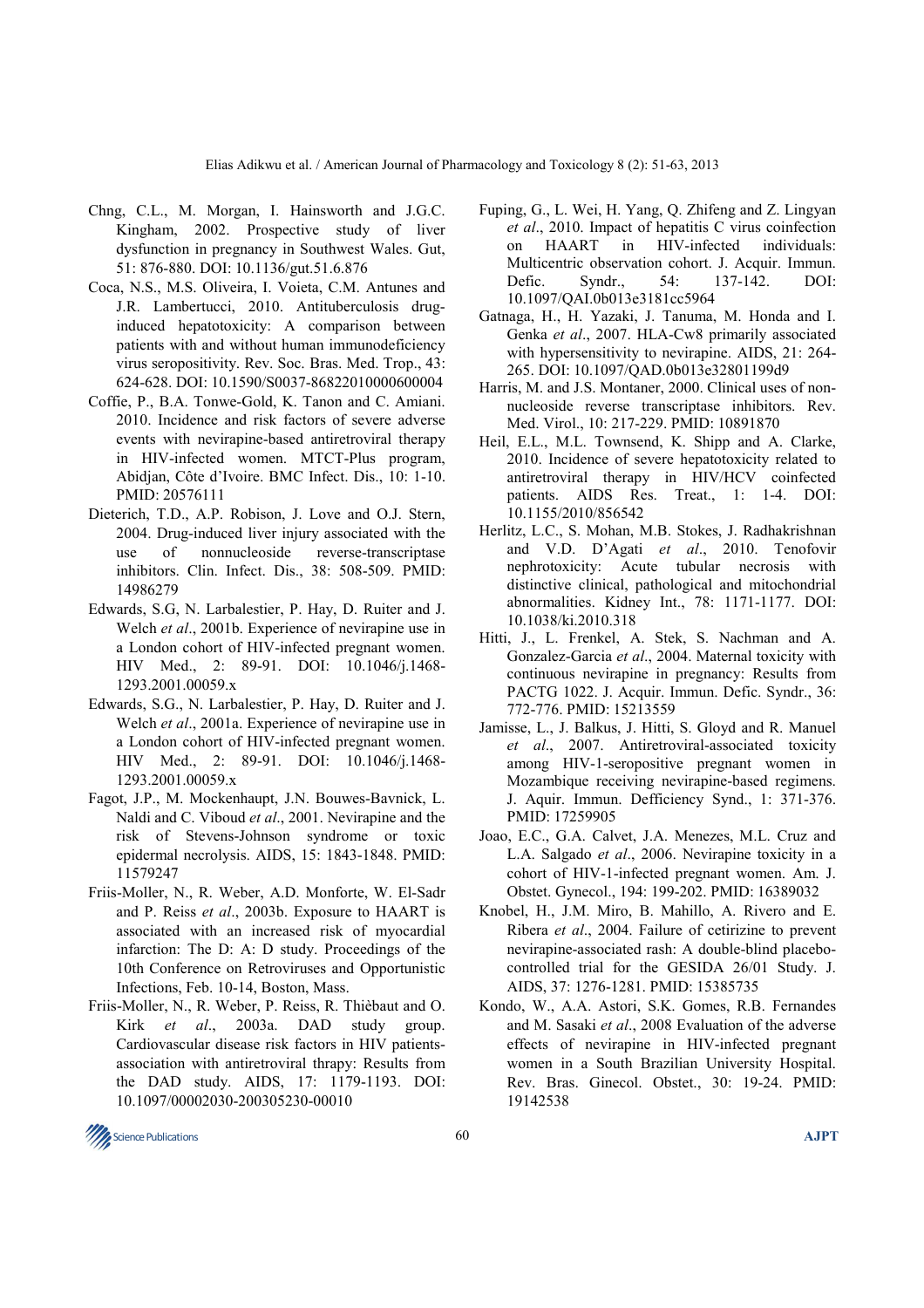Chng, C.L., M. Morgan, I. Hainsworth and J.G.C. Kingham, 2002. Prospective study of liver dysfunction in pregnancy in Southwest Wales. Gut, 51: 876-880. DOI: 10.1136/gut.51.6.876

Coca, N.S., M.S. Oliveira, I. Voieta, C.M. Antunes and J.R. Lambertucci, 2010. Antituberculosis drug-induced hepatotoxicity: A comparison between patients with and without human immunodeficiency virus seropositivity. Rev. Soc. Bras. Med. Trop., 43: 624-628. DOI: 10.1590/S0037-86822010000600004

Coffie, P., B.A. Tonwe-Gold, K. Tanon and C. Amiani. 2010. Incidence and risk factors of severe adverse events with nevirapine-based antiretroviral therapy in HIV-infected women. MTCT-Plus program, Abidjan, Côte d'Ivoire. BMC Infect. Dis., 10: 1-10. PMID: 20576111

Dieterich, T.D., A.P. Robison, J. Love and O.J. Stern, 2004. Drug-induced liver injury associated with the use of nonnucleoside reverse-transcriptase inhibitors. Clin. Infect. Dis., 38: 508-509. PMID: 14986279

Edwards, S.G, N. Larbalestier, P. Hay, D. Ruiter and J. Welch *et al*., 2001b. Experience of nevirapine use in a London cohort of HIV-infected pregnant women. HIV Med., 2: 89-91. DOI: 10.1046/j.1468-1293.2001.00059.x

Edwards, S.G., N. Larbalestier, P. Hay, D. Ruiter and J. Welch *et al*., 2001a. Experience of nevirapine use in a London cohort of HIV-infected pregnant women. HIV Med., 2: 89-91. DOI: 10.1046/j.1468-1293.2001.00059.x

Fagot, J.P., M. Mockenhaupt, J.N. Bouwes-Bavnick, L. Naldi and C. Viboud *et al*., 2001. Nevirapine and the risk of Stevens-Johnson syndrome or toxic epidermal necrolysis. AIDS, 15: 1843-1848. PMID: 11579247

Friis-Moller, N., R. Weber, A.D. Monforte, W. El-Sadr and P. Reiss *et al*., 2003b. Exposure to HAART is associated with an increased risk of myocardial infarction: The D: A: D study. Proceedings of the 10th Conference on Retroviruses and Opportunistic Infections, Feb. 10-14, Boston, Mass.

Friis-Moller, N., R. Weber, P. Reiss, R. Thièbaut and O. Kirk *et al*., 2003a. DAD study group. Cardiovascular disease risk factors in HIV patients-association with antiretroviral thrapy: Results from the DAD study. AIDS, 17: 1179-1193. DOI: 10.1097/00002030-200305230-00010

Fuping, G., L. Wei, H. Yang, Q. Zhifeng and Z. Lingyan *et al*., 2010. Impact of hepatitis C virus coinfection on HAART in HIV-infected individuals: Multicentric observation cohort. J. Acquir. Immun. Defic. Syndr., 54: 137-142. DOI: 10.1097/QAI.0b013e3181cc5964

Gatnaga, H., H. Yazaki, J. Tanuma, M. Honda and I. Genka *et al*., 2007. HLA-Cw8 primarily associated with hypersensitivity to nevirapine. AIDS, 21: 264-265. DOI: 10.1097/QAD.0b013e32801199d9

Harris, M. and J.S. Montaner, 2000. Clinical uses of non-nucleoside reverse transcriptase inhibitors. Rev. Med. Virol., 10: 217-229. PMID: 10891870

Heil, E.L., M.L. Townsend, K. Shipp and A. Clarke, 2010. Incidence of severe hepatotoxicity related to antiretroviral therapy in HIV/HCV coinfected patients. AIDS Res. Treat., 1: 1-4. DOI: 10.1155/2010/856542

Herlitz, L.C., S. Mohan, M.B. Stokes, J. Radhakrishnan and V.D. D'Agati *et al*., 2010. Tenofovir nephrotoxicity: Acute tubular necrosis with distinctive clinical, pathological and mitochondrial abnormalities. Kidney Int., 78: 1171-1177. DOI: 10.1038/ki.2010.318

Hitti, J., L. Frenkel, A. Stek, S. Nachman and A. Gonzalez-Garcia *et al*., 2004. Maternal toxicity with continuous nevirapine in pregnancy: Results from PACTG 1022. J. Acquir. Immun. Defic. Syndr., 36: 772-776. PMID: 15213559

Jamisse, L., J. Balkus, J. Hitti, S. Gloyd and R. Manuel *et al*., 2007. Antiretroviral-associated toxicity among HIV-1-seropositive pregnant women in Mozambique receiving nevirapine-based regimens. J. Aquir. Immun. Defficiency Synd., 1: 371-376. PMID: 17259905

Joao, E.C., G.A. Calvet, J.A. Menezes, M.L. Cruz and L.A. Salgado *et al*., 2006. Nevirapine toxicity in a cohort of HIV-1-infected pregnant women. Am. J. Obstet. Gynecol., 194: 199-202. PMID: 16389032

Knobel, H., J.M. Miro, B. Mahillo, A. Rivero and E. Ribera *et al*., 2004. Failure of cetirizine to prevent nevirapine-associated rash: A double-blind placebo-controlled trial for the GESIDA 26/01 Study. J. AIDS, 37: 1276-1281. PMID: 15385735

Kondo, W., A.A. Astori, S.K. Gomes, R.B. Fernandes and M. Sasaki *et al*., 2008 Evaluation of the adverse effects of nevirapine in HIV-infected pregnant women in a South Brazilian University Hospital. Rev. Bras. Ginecol. Obstet., 30: 19-24. PMID: 19142538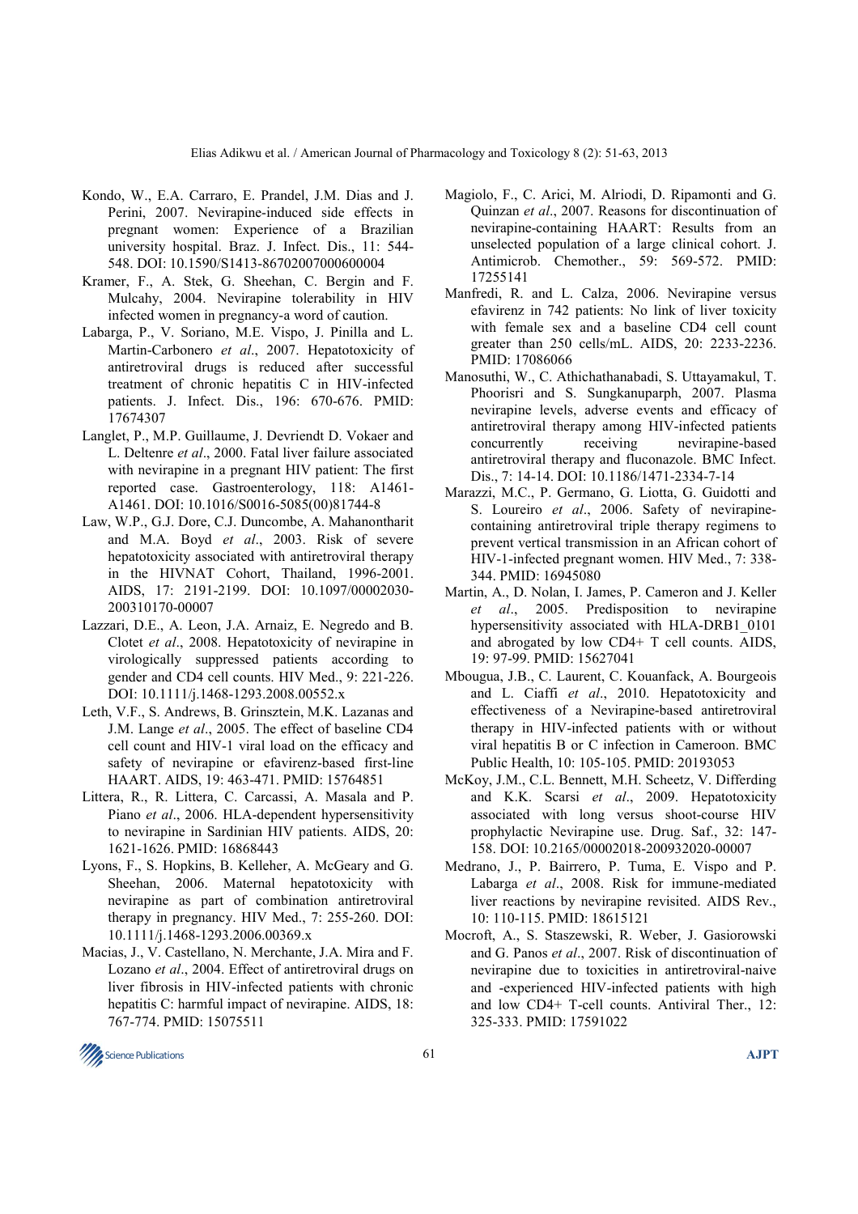Kondo, W., E.A. Carraro, E. Prandel, J.M. Dias and J. Perini, 2007. Nevirapine-induced side effects in pregnant women: Experience of a Brazilian university hospital. Braz. J. Infect. Dis., 11: 544-548. DOI: 10.1590/S1413-86702007000600004

Kramer, F., A. Stek, G. Sheehan, C. Bergin and F. Mulcahy, 2004. Nevirapine tolerability in HIV infected women in pregnancy-a word of caution.

Labarga, P., V. Soriano, M.E. Vispo, J. Pinilla and L. Martin-Carbonero *et al*., 2007. Hepatotoxicity of antiretroviral drugs is reduced after successful treatment of chronic hepatitis C in HIV-infected patients. J. Infect. Dis., 196: 670-676. PMID: 17674307

Langlet, P., M.P. Guillaume, J. Devriendt D. Vokaer and L. Deltenre *et al*., 2000. Fatal liver failure associated with nevirapine in a pregnant HIV patient: The first reported case. Gastroenterology, 118: A1461-A1461. DOI: 10.1016/S0016-5085(00)81744-8

Law, W.P., G.J. Dore, C.J. Duncombe, A. Mahanontharit and M.A. Boyd *et al*., 2003. Risk of severe hepatotoxicity associated with antiretroviral therapy in the HIVNAT Cohort, Thailand, 1996-2001. AIDS, 17: 2191-2199. DOI: 10.1097/00002030-200310170-00007

Lazzari, D.E., A. Leon, J.A. Arnaiz, E. Negredo and B. Clotet *et al*., 2008. Hepatotoxicity of nevirapine in virologically suppressed patients according to gender and CD4 cell counts. HIV Med., 9: 221-226. DOI: 10.1111/j.1468-1293.2008.00552.x

Leth, V.F., S. Andrews, B. Grinsztein, M.K. Lazanas and J.M. Lange *et al*., 2005. The effect of baseline CD4 cell count and HIV-1 viral load on the efficacy and safety of nevirapine or efavirenz-based first-line HAART. AIDS, 19: 463-471. PMID: 15764851

Littera, R., R. Littera, C. Carcassi, A. Masala and P. Piano *et al*., 2006. HLA-dependent hypersensitivity to nevirapine in Sardinian HIV patients. AIDS, 20: 1621-1626. PMID: 16868443

Lyons, F., S. Hopkins, B. Kelleher, A. McGeary and G. Sheehan, 2006. Maternal hepatotoxicity with nevirapine as part of combination antiretroviral therapy in pregnancy. HIV Med., 7: 255-260. DOI: 10.1111/j.1468-1293.2006.00369.x

Macias, J., V. Castellano, N. Merchante, J.A. Mira and F. Lozano *et al*., 2004. Effect of antiretroviral drugs on liver fibrosis in HIV-infected patients with chronic hepatitis C: harmful impact of nevirapine. AIDS, 18: 767-774. PMID: 15075511

Magiolo, F., C. Arici, M. Alriodi, D. Ripamonti and G. Quinzan *et al*., 2007. Reasons for discontinuation of nevirapine-containing HAART: Results from an unselected population of a large clinical cohort. J. Antimicrob. Chemother., 59: 569-572. PMID: 17255141

Manfredi, R. and L. Calza, 2006. Nevirapine versus efavirenz in 742 patients: No link of liver toxicity with female sex and a baseline CD4 cell count greater than 250 cells/mL. AIDS, 20: 2233-2236. PMID: 17086066

Manosuthi, W., C. Athichathanabadi, S. Uttayamakul, T. Phoorisri and S. Sungkanuparph, 2007. Plasma nevirapine levels, adverse events and efficacy of antiretroviral therapy among HIV-infected patients concurrently receiving nevirapine-based antiretroviral therapy and fluconazole. BMC Infect. Dis., 7: 14-14. DOI: 10.1186/1471-2334-7-14

Marazzi, M.C., P. Germano, G. Liotta, G. Guidotti and S. Loureiro *et al*., 2006. Safety of nevirapine-containing antiretroviral triple therapy regimens to prevent vertical transmission in an African cohort of HIV-1-infected pregnant women. HIV Med., 7: 338-344. PMID: 16945080

Martin, A., D. Nolan, I. James, P. Cameron and J. Keller *et al*., 2005. Predisposition to nevirapine hypersensitivity associated with HLA-DRB1_0101 and abrogated by low CD4+ T cell counts. AIDS, 19: 97-99. PMID: 15627041

Mbougua, J.B., C. Laurent, C. Kouanfack, A. Bourgeois and L. Ciaffi *et al*., 2010. Hepatotoxicity and effectiveness of a Nevirapine-based antiretroviral therapy in HIV-infected patients with or without viral hepatitis B or C infection in Cameroon. BMC Public Health, 10: 105-105. PMID: 20193053

McKoy, J.M., C.L. Bennett, M.H. Scheetz, V. Differding and K.K. Scarsi *et al*., 2009. Hepatotoxicity associated with long versus shoot-course HIV prophylactic Nevirapine use. Drug. Saf., 32: 147-158. DOI: 10.2165/00002018-200932020-00007

Medrano, J., P. Bairrero, P. Tuma, E. Vispo and P. Labarga *et al*., 2008. Risk for immune-mediated liver reactions by nevirapine revisited. AIDS Rev., 10: 110-115. PMID: 18615121

Mocroft, A., S. Staszewski, R. Weber, J. Gasiorowski and G. Panos *et al*., 2007. Risk of discontinuation of nevirapine due to toxicities in antiretroviral-naive and -experienced HIV-infected patients with high and low CD4+ T-cell counts. Antiviral Ther., 12: 325-333. PMID: 17591022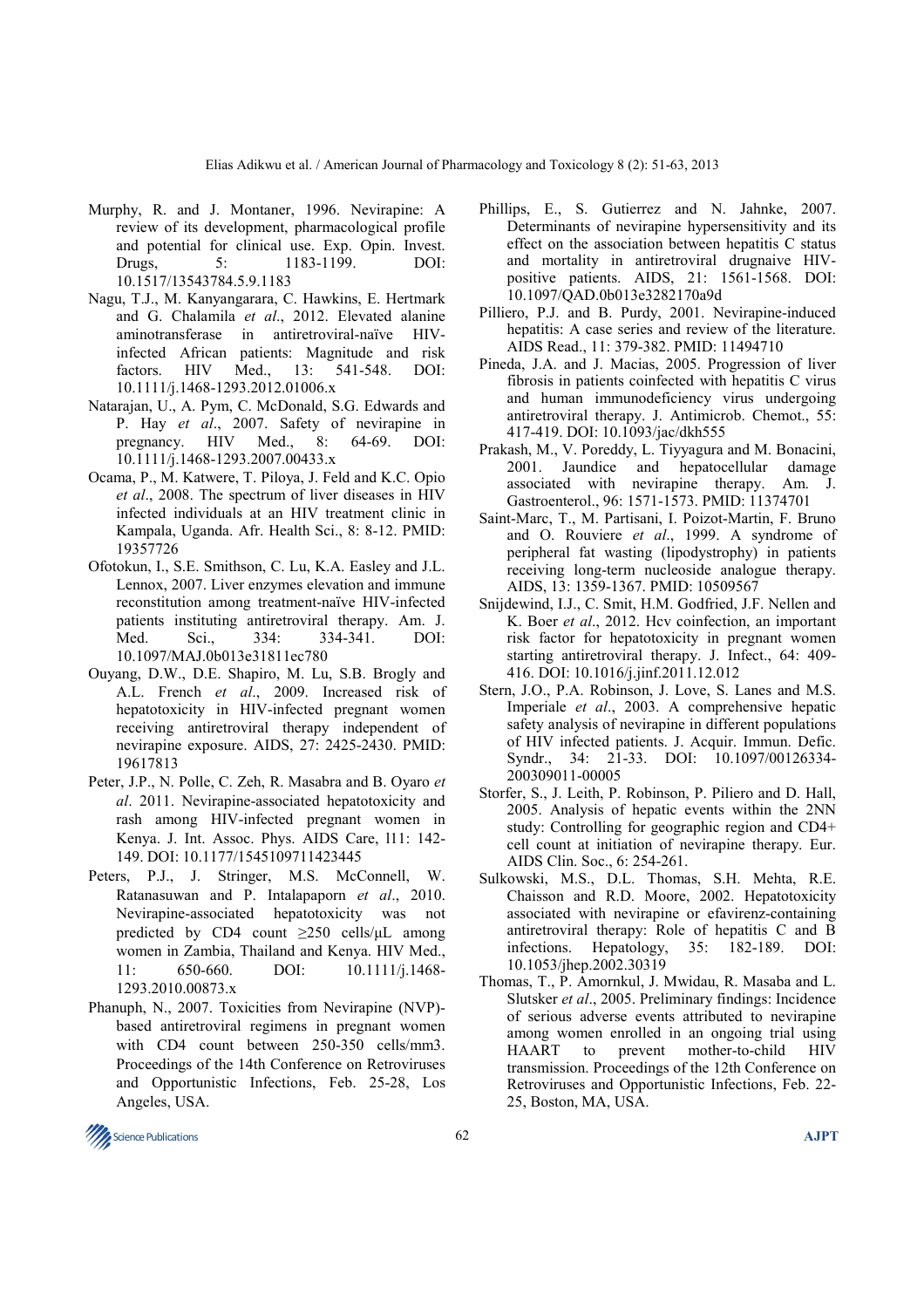Murphy, R. and J. Montaner, 1996. Nevirapine: A review of its development, pharmacological profile and potential for clinical use. Exp. Opin. Invest. Drugs, 5: 1183-1199. DOI: 10.1517/13543784.5.9.1183

Nagu, T.J., M. Kanyangarara, C. Hawkins, E. Hertmark and G. Chalamila *et al*., 2012. Elevated alanine aminotransferase in antiretroviral-naïve HIV-infected African patients: Magnitude and risk factors. HIV Med., 13: 541-548. DOI: 10.1111/j.1468-1293.2012.01006.x

Natarajan, U., A. Pym, C. McDonald, S.G. Edwards and P. Hay *et al*., 2007. Safety of nevirapine in pregnancy. HIV Med., 8: 64-69. DOI: 10.1111/j.1468-1293.2007.00433.x

Ocama, P., M. Katwere, T. Piloya, J. Feld and K.C. Opio *et al*., 2008. The spectrum of liver diseases in HIV infected individuals at an HIV treatment clinic in Kampala, Uganda. Afr. Health Sci., 8: 8-12. PMID: 19357726

Ofotokun, I., S.E. Smithson, C. Lu, K.A. Easley and J.L. Lennox, 2007. Liver enzymes elevation and immune reconstitution among treatment-naïve HIV-infected patients instituting antiretroviral therapy. Am. J. Med. Sci., 334: 334-341. DOI: 10.1097/MAJ.0b013e31811ec780

Ouyang, D.W., D.E. Shapiro, M. Lu, S.B. Brogly and A.L. French *et al*., 2009. Increased risk of hepatotoxicity in HIV-infected pregnant women receiving antiretroviral therapy independent of nevirapine exposure. AIDS, 27: 2425-2430. PMID: 19617813

Peter, J.P., N. Polle, C. Zeh, R. Masabra and B. Oyaro *et al*. 2011. Nevirapine-associated hepatotoxicity and rash among HIV-infected pregnant women in Kenya. J. Int. Assoc. Phys. AIDS Care, l11: 142-149. DOI: 10.1177/1545109711423445

Peters, P.J., J. Stringer, M.S. McConnell, W. Ratanasuwan and P. Intalapaporn *et al*., 2010. Nevirapine-associated hepatotoxicity was not predicted by CD4 count ≥250 cells/μL among women in Zambia, Thailand and Kenya. HIV Med., 11: 650-660. DOI: 10.1111/j.1468-1293.2010.00873.x

Phanuph, N., 2007. Toxicities from Nevirapine (NVP)-based antiretroviral regimens in pregnant women with CD4 count between 250-350 cells/mm3. Proceedings of the 14th Conference on Retroviruses and Opportunistic Infections, Feb. 25-28, Los Angeles, USA.

Phillips, E., S. Gutierrez and N. Jahnke, 2007. Determinants of nevirapine hypersensitivity and its effect on the association between hepatitis C status and mortality in antiretroviral drugnaive HIV-positive patients. AIDS, 21: 1561-1568. DOI: 10.1097/QAD.0b013e3282170a9d

Pilliero, P.J. and B. Purdy, 2001. Nevirapine-induced hepatitis: A case series and review of the literature. AIDS Read., 11: 379-382. PMID: 11494710

Pineda, J.A. and J. Macias, 2005. Progression of liver fibrosis in patients coinfected with hepatitis C virus and human immunodeficiency virus undergoing antiretroviral therapy. J. Antimicrob. Chemot., 55: 417-419. DOI: 10.1093/jac/dkh555

Prakash, M., V. Poreddy, L. Tiyyagura and M. Bonacini, 2001. Jaundice and hepatocellular damage associated with nevirapine therapy. Am. J. Gastroenterol., 96: 1571-1573. PMID: 11374701

Saint-Marc, T., M. Partisani, I. Poizot-Martin, F. Bruno and O. Rouviere *et al*., 1999. A syndrome of peripheral fat wasting (lipodystrophy) in patients receiving long-term nucleoside analogue therapy. AIDS, 13: 1359-1367. PMID: 10509567

Snijdewind, I.J., C. Smit, H.M. Godfried, J.F. Nellen and K. Boer *et al*., 2012. Hcv coinfection, an important risk factor for hepatotoxicity in pregnant women starting antiretroviral therapy. J. Infect., 64: 409-416. DOI: 10.1016/j.jinf.2011.12.012

Stern, J.O., P.A. Robinson, J. Love, S. Lanes and M.S. Imperiale *et al*., 2003. A comprehensive hepatic safety analysis of nevirapine in different populations of HIV infected patients. J. Acquir. Immun. Defic. Syndr., 34: 21-33. DOI: 10.1097/00126334-200309011-00005

Storfer, S., J. Leith, P. Robinson, P. Piliero and D. Hall, 2005. Analysis of hepatic events within the 2NN study: Controlling for geographic region and CD4+ cell count at initiation of nevirapine therapy. Eur. AIDS Clin. Soc., 6: 254-261.

Sulkowski, M.S., D.L. Thomas, S.H. Mehta, R.E. Chaisson and R.D. Moore, 2002. Hepatotoxicity associated with nevirapine or efavirenz-containing antiretroviral therapy: Role of hepatitis C and B infections. Hepatology, 35: 182-189. DOI: 10.1053/jhep.2002.30319

Thomas, T., P. Amornkul, J. Mwidau, R. Masaba and L. Slutsker *et al*., 2005. Preliminary findings: Incidence of serious adverse events attributed to nevirapine among women enrolled in an ongoing trial using HAART to prevent mother-to-child HIV transmission. Proceedings of the 12th Conference on Retroviruses and Opportunistic Infections, Feb. 22-25, Boston, MA, USA.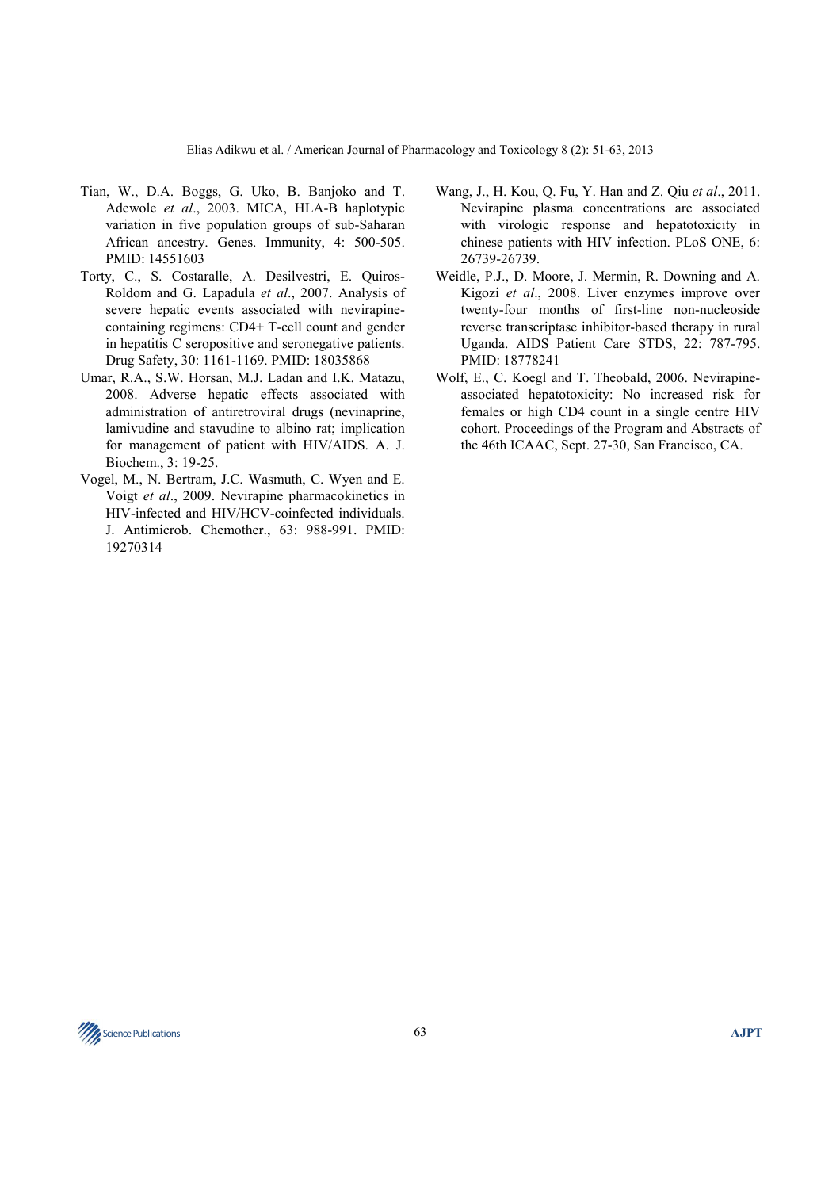Tian, W., D.A. Boggs, G. Uko, B. Banjoko and T. Adewole *et al*., 2003. MICA, HLA-B haplotypic variation in five population groups of sub-Saharan African ancestry. Genes. Immunity, 4: 500-505. PMID: 14551603

Torty, C., S. Costaralle, A. Desilvestri, E. Quiros-Roldom and G. Lapadula *et al*., 2007. Analysis of severe hepatic events associated with nevirapine-containing regimens: CD4+ T-cell count and gender in hepatitis C seropositive and seronegative patients. Drug Safety, 30: 1161-1169. PMID: 18035868

Umar, R.A., S.W. Horsan, M.J. Ladan and I.K. Matazu, 2008. Adverse hepatic effects associated with administration of antiretroviral drugs (nevinaprine, lamivudine and stavudine to albino rat; implication for management of patient with HIV/AIDS. A. J. Biochem., 3: 19-25.

Vogel, M., N. Bertram, J.C. Wasmuth, C. Wyen and E. Voigt *et al*., 2009. Nevirapine pharmacokinetics in HIV-infected and HIV/HCV-coinfected individuals. J. Antimicrob. Chemother., 63: 988-991. PMID: 19270314

Wang, J., H. Kou, Q. Fu, Y. Han and Z. Qiu *et al*., 2011. Nevirapine plasma concentrations are associated with virologic response and hepatotoxicity in chinese patients with HIV infection. PLoS ONE, 6: 26739-26739.

Weidle, P.J., D. Moore, J. Mermin, R. Downing and A. Kigozi *et al*., 2008. Liver enzymes improve over twenty-four months of first-line non-nucleoside reverse transcriptase inhibitor-based therapy in rural Uganda. AIDS Patient Care STDS, 22: 787-795. PMID: 18778241

Wolf, E., C. Koegl and T. Theobald, 2006. Nevirapine-associated hepatotoxicity: No increased risk for females or high CD4 count in a single centre HIV cohort. Proceedings of the Program and Abstracts of the 46th ICAAC, Sept. 27-30, San Francisco, CA.